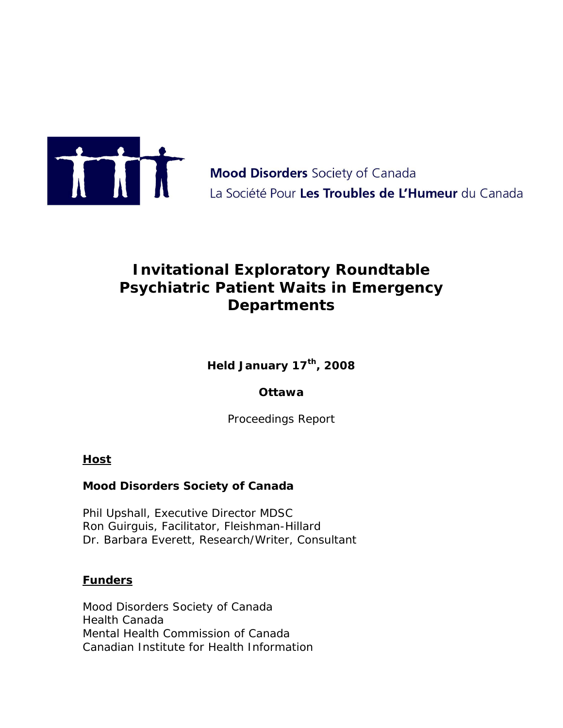Mood Disorders Society of Canada
La Société Pour Les Troubles de L'Humeur du Canada

# Invitational Exploratory Roundtable
# Psychiatric Patient Waits in Emergency Departments

**Held January 17th, 2008**

**Ottawa**

Proceedings Report

## Host

**Mood Disorders Society of Canada**

Phil Upshall, Executive Director MDSC
Ron Guirguis, Facilitator, Fleishman-Hillard
Dr. Barbara Everett, Research/Writer, Consultant

## Funders

Mood Disorders Society of Canada
Health Canada
Mental Health Commission of Canada
Canadian Institute for Health Information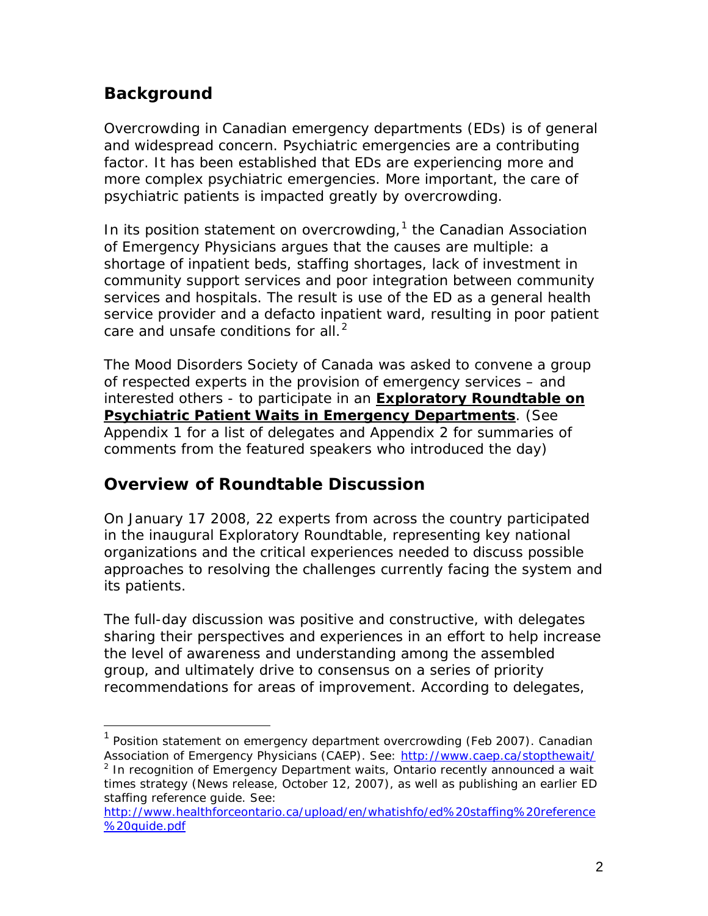## Background

Overcrowding in Canadian emergency departments (EDs) is of general and widespread concern. Psychiatric emergencies are a contributing factor. It has been established that EDs are experiencing more and more complex psychiatric emergencies. More important, the care of psychiatric patients is impacted greatly by overcrowding.

In its position statement on overcrowding,[1] the Canadian Association of Emergency Physicians argues that the causes are multiple: a shortage of inpatient beds, staffing shortages, lack of investment in community support services and poor integration between community services and hospitals. The result is use of the ED as a general health service provider and a defacto inpatient ward, resulting in poor patient care and unsafe conditions for all.[2]

The Mood Disorders Society of Canada was asked to convene a group of respected experts in the provision of emergency services – and interested others - to participate in an **Exploratory Roundtable on Psychiatric Patient Waits in Emergency Departments**. (See Appendix 1 for a list of delegates and Appendix 2 for summaries of comments from the featured speakers who introduced the day)

## Overview of Roundtable Discussion

On January 17 2008, 22 experts from across the country participated in the inaugural Exploratory Roundtable, representing key national organizations and the critical experiences needed to discuss possible approaches to resolving the challenges currently facing the system and its patients.

The full-day discussion was positive and constructive, with delegates sharing their perspectives and experiences in an effort to help increase the level of awareness and understanding among the assembled group, and ultimately drive to consensus on a series of priority recommendations for areas of improvement. According to delegates,

---

[1] Position statement on emergency department overcrowding (Feb 2007). Canadian Association of Emergency Physicians (CAEP). See: http://www.caep.ca/stopthewait/

[2] In recognition of Emergency Department waits, Ontario recently announced a wait times strategy (News release, October 12, 2007), as well as publishing an earlier ED staffing reference guide. See: http://www.healthforceontario.ca/upload/en/whatishfo/ed%20staffing%20reference%20guide.pdf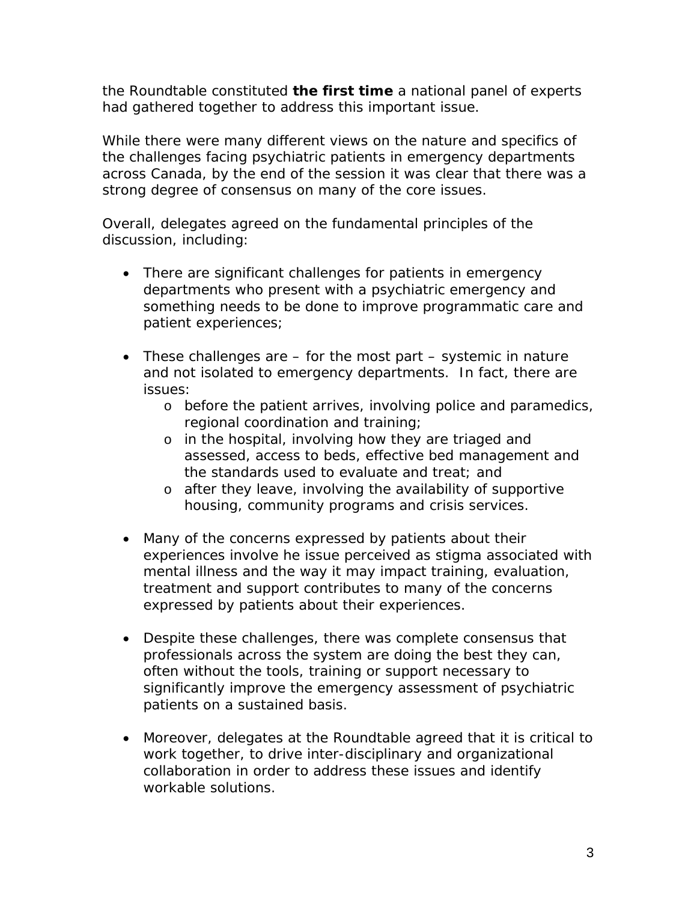the Roundtable constituted **the first time** a national panel of experts had gathered together to address this important issue.

While there were many different views on the nature and specifics of the challenges facing psychiatric patients in emergency departments across Canada, by the end of the session it was clear that there was a strong degree of consensus on many of the core issues.

Overall, delegates agreed on the fundamental principles of the discussion, including:

- There are significant challenges for patients in emergency departments who present with a psychiatric emergency and something needs to be done to improve programmatic care and patient experiences;

- These challenges are – for the most part – systemic in nature and not isolated to emergency departments. In fact, there are issues:
    - before the patient arrives, involving police and paramedics, regional coordination and training;
    - in the hospital, involving how they are triaged and assessed, access to beds, effective bed management and the standards used to evaluate and treat; and
    - after they leave, involving the availability of supportive housing, community programs and crisis services.

- Many of the concerns expressed by patients about their experiences involve he issue perceived as stigma associated with mental illness and the way it may impact training, evaluation, treatment and support contributes to many of the concerns expressed by patients about their experiences.

- Despite these challenges, there was complete consensus that professionals across the system are doing the best they can, often without the tools, training or support necessary to significantly improve the emergency assessment of psychiatric patients on a sustained basis.

- Moreover, delegates at the Roundtable agreed that it is critical to work together, to drive inter-disciplinary and organizational collaboration in order to address these issues and identify workable solutions.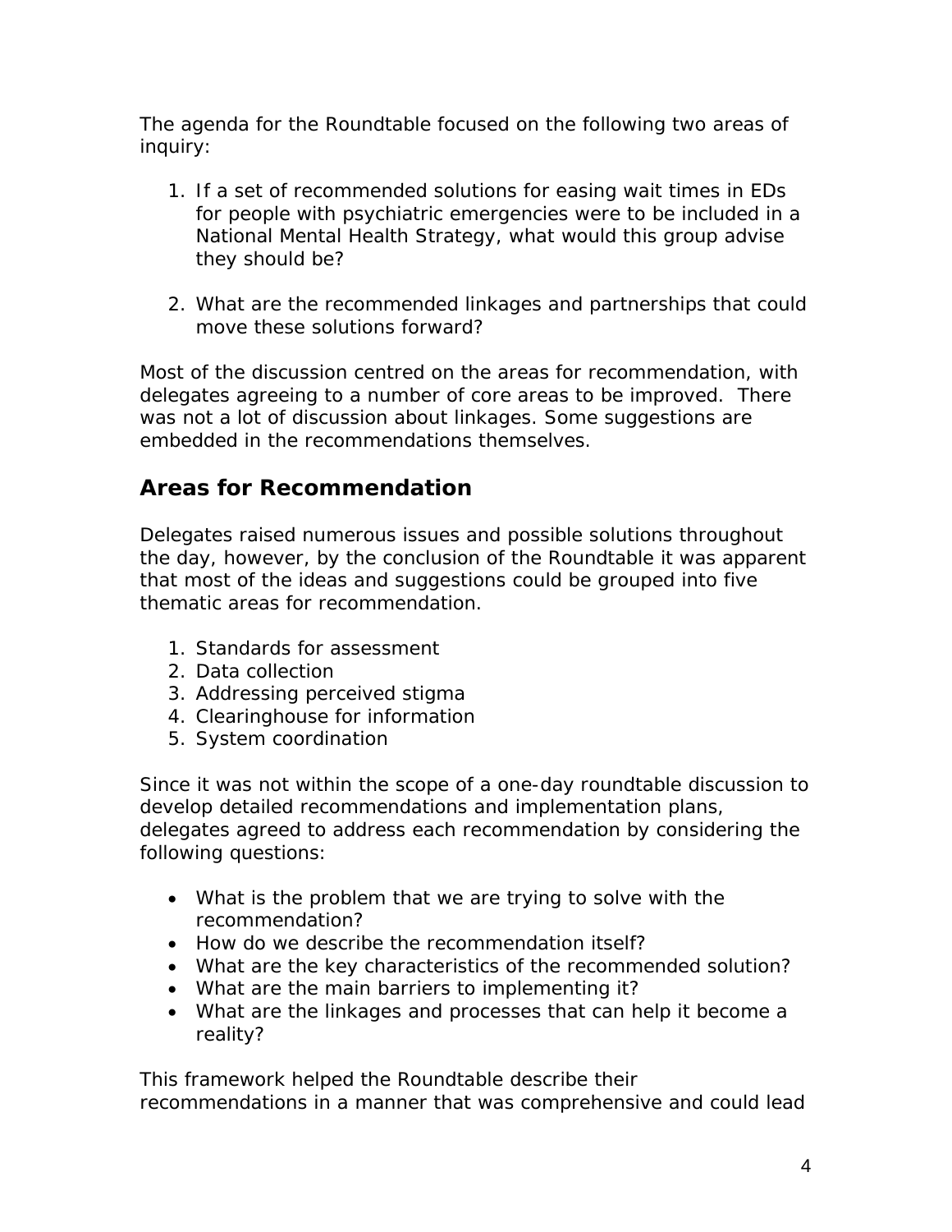The agenda for the Roundtable focused on the following two areas of inquiry:

1. If a set of recommended solutions for easing wait times in EDs for people with psychiatric emergencies were to be included in a National Mental Health Strategy, what would this group advise they should be?

2. What are the recommended linkages and partnerships that could move these solutions forward?

Most of the discussion centred on the areas for recommendation, with delegates agreeing to a number of core areas to be improved. There was not a lot of discussion about linkages. Some suggestions are embedded in the recommendations themselves.

## Areas for Recommendation

Delegates raised numerous issues and possible solutions throughout the day, however, by the conclusion of the Roundtable it was apparent that most of the ideas and suggestions could be grouped into five thematic areas for recommendation.

1. Standards for assessment
2. Data collection
3. Addressing perceived stigma
4. Clearinghouse for information
5. System coordination

Since it was not within the scope of a one-day roundtable discussion to develop detailed recommendations and implementation plans, delegates agreed to address each recommendation by considering the following questions:

- What is the problem that we are trying to solve with the recommendation?
- How do we describe the recommendation itself?
- What are the key characteristics of the recommended solution?
- What are the main barriers to implementing it?
- What are the linkages and processes that can help it become a reality?

This framework helped the Roundtable describe their recommendations in a manner that was comprehensive and could lead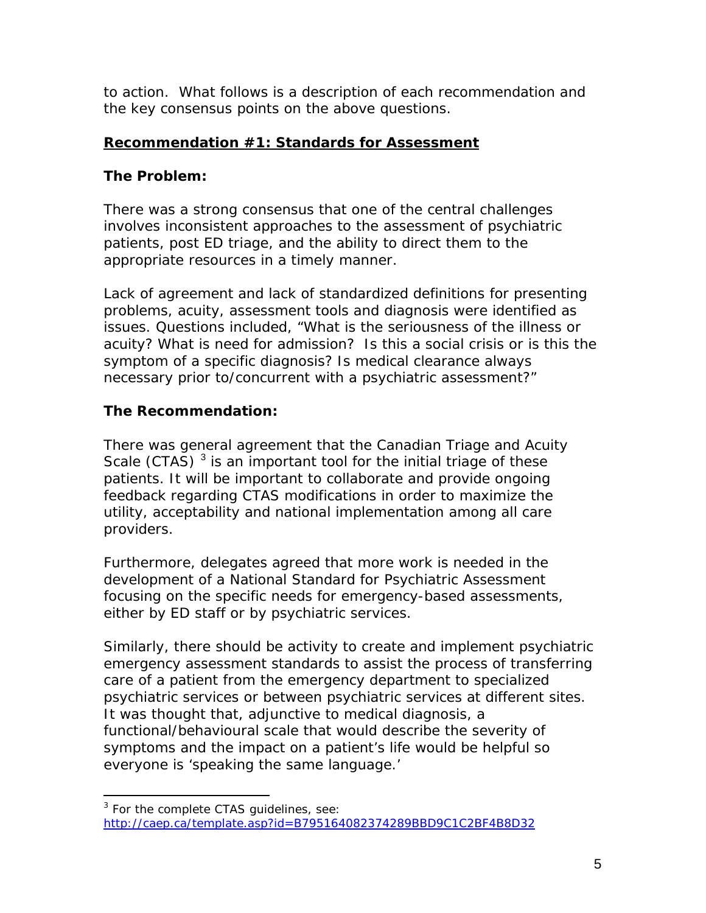to action. What follows is a description of each recommendation and the key consensus points on the above questions.

## **Recommendation #1: Standards for Assessment**

### The Problem:

There was a strong consensus that one of the central challenges involves inconsistent approaches to the assessment of psychiatric patients, post ED triage, and the ability to direct them to the appropriate resources in a timely manner.

Lack of agreement and lack of standardized definitions for presenting problems, acuity, assessment tools and diagnosis were identified as issues. Questions included, "What is the seriousness of the illness or acuity? What is need for admission? Is this a social crisis or is this the symptom of a specific diagnosis? Is medical clearance always necessary prior to/concurrent with a psychiatric assessment?"

### The Recommendation:

There was general agreement that the Canadian Triage and Acuity Scale (CTAS) [3] is an important tool for the initial triage of these patients. It will be important to collaborate and provide ongoing feedback regarding CTAS modifications in order to maximize the utility, acceptability and national implementation among all care providers.

Furthermore, delegates agreed that more work is needed in the development of a National Standard for Psychiatric Assessment focusing on the specific needs for emergency-based assessments, either by ED staff or by psychiatric services.

Similarly, there should be activity to create and implement psychiatric emergency assessment standards to assist the process of transferring care of a patient from the emergency department to specialized psychiatric services or between psychiatric services at different sites. It was thought that, adjunctive to medical diagnosis, a functional/behavioural scale that would describe the severity of symptoms and the impact on a patient's life would be helpful so everyone is 'speaking the same language.'

---

[3] For the complete CTAS guidelines, see: http://caep.ca/template.asp?id=B795164082374289BBD9C1C2BF4B8D32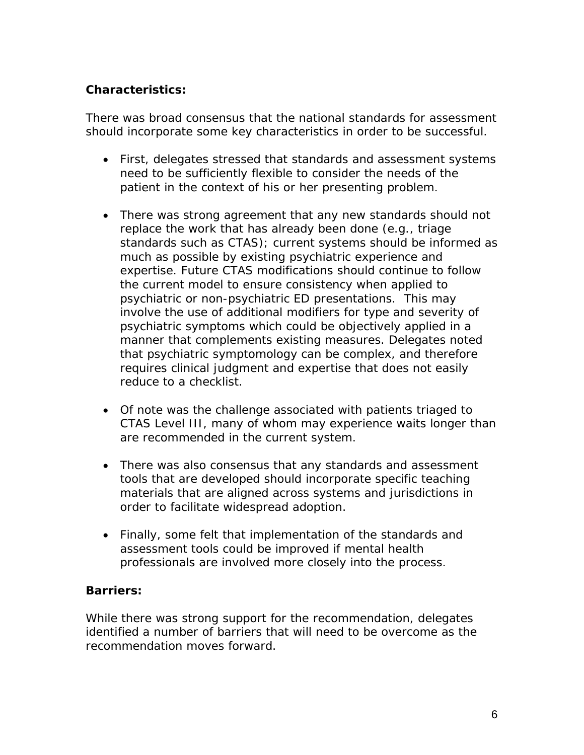**Characteristics:**

There was broad consensus that the national standards for assessment should incorporate some key characteristics in order to be successful.

- First, delegates stressed that standards and assessment systems need to be sufficiently flexible to consider the needs of the patient in the context of his or her presenting problem.
- There was strong agreement that any new standards should not replace the work that has already been done (e.g., triage standards such as CTAS); current systems should be informed as much as possible by existing psychiatric experience and expertise. Future CTAS modifications should continue to follow the current model to ensure consistency when applied to psychiatric or non-psychiatric ED presentations. This may involve the use of additional modifiers for type and severity of psychiatric symptoms which could be objectively applied in a manner that complements existing measures. Delegates noted that psychiatric symptomology can be complex, and therefore requires clinical judgment and expertise that does not easily reduce to a checklist.
- Of note was the challenge associated with patients triaged to CTAS Level III, many of whom may experience waits longer than are recommended in the current system.
- There was also consensus that any standards and assessment tools that are developed should incorporate specific teaching materials that are aligned across systems and jurisdictions in order to facilitate widespread adoption.
- Finally, some felt that implementation of the standards and assessment tools could be improved if mental health professionals are involved more closely into the process.

**Barriers:**

While there was strong support for the recommendation, delegates identified a number of barriers that will need to be overcome as the recommendation moves forward.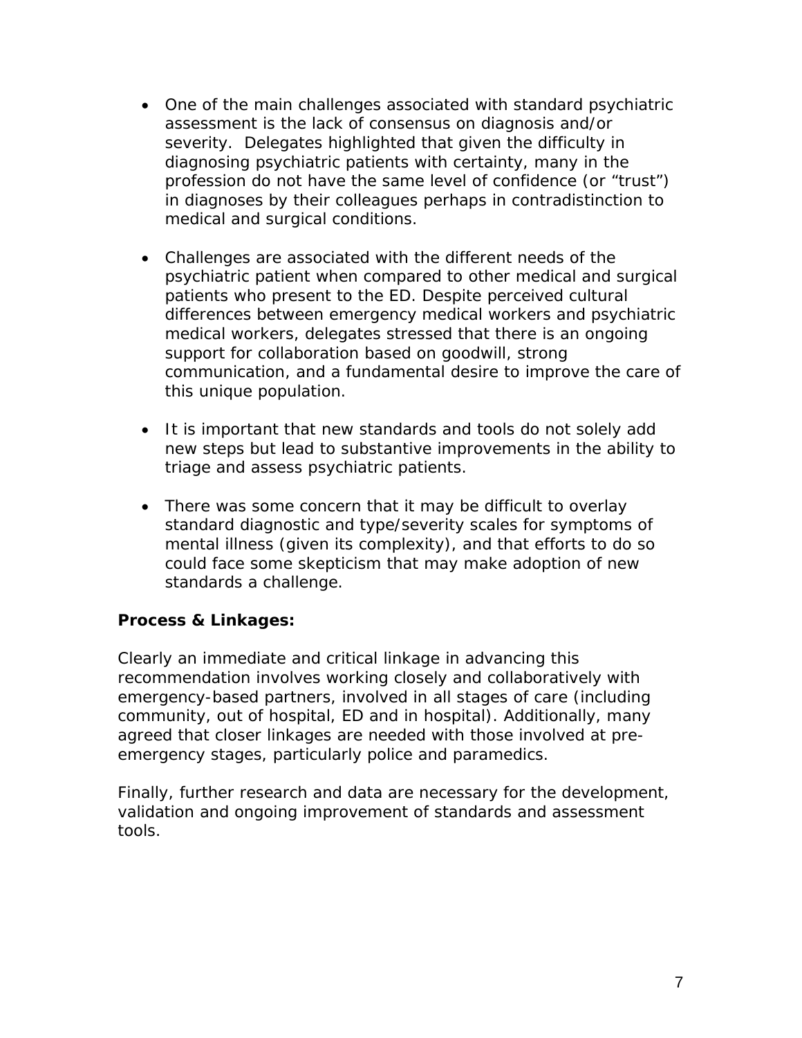- One of the main challenges associated with standard psychiatric assessment is the lack of consensus on diagnosis and/or severity. Delegates highlighted that given the difficulty in diagnosing psychiatric patients with certainty, many in the profession do not have the same level of confidence (or "trust") in diagnoses by their colleagues perhaps in contradistinction to medical and surgical conditions.

- Challenges are associated with the different needs of the psychiatric patient when compared to other medical and surgical patients who present to the ED. Despite perceived cultural differences between emergency medical workers and psychiatric medical workers, delegates stressed that there is an ongoing support for collaboration based on goodwill, strong communication, and a fundamental desire to improve the care of this unique population.

- It is important that new standards and tools do not solely add new steps but lead to substantive improvements in the ability to triage and assess psychiatric patients.

- There was some concern that it may be difficult to overlay standard diagnostic and type/severity scales for symptoms of mental illness (given its complexity), and that efforts to do so could face some skepticism that may make adoption of new standards a challenge.

**Process & Linkages:**

Clearly an immediate and critical linkage in advancing this recommendation involves working closely and collaboratively with emergency-based partners, involved in all stages of care (including community, out of hospital, ED and in hospital). Additionally, many agreed that closer linkages are needed with those involved at pre-emergency stages, particularly police and paramedics.

Finally, further research and data are necessary for the development, validation and ongoing improvement of standards and assessment tools.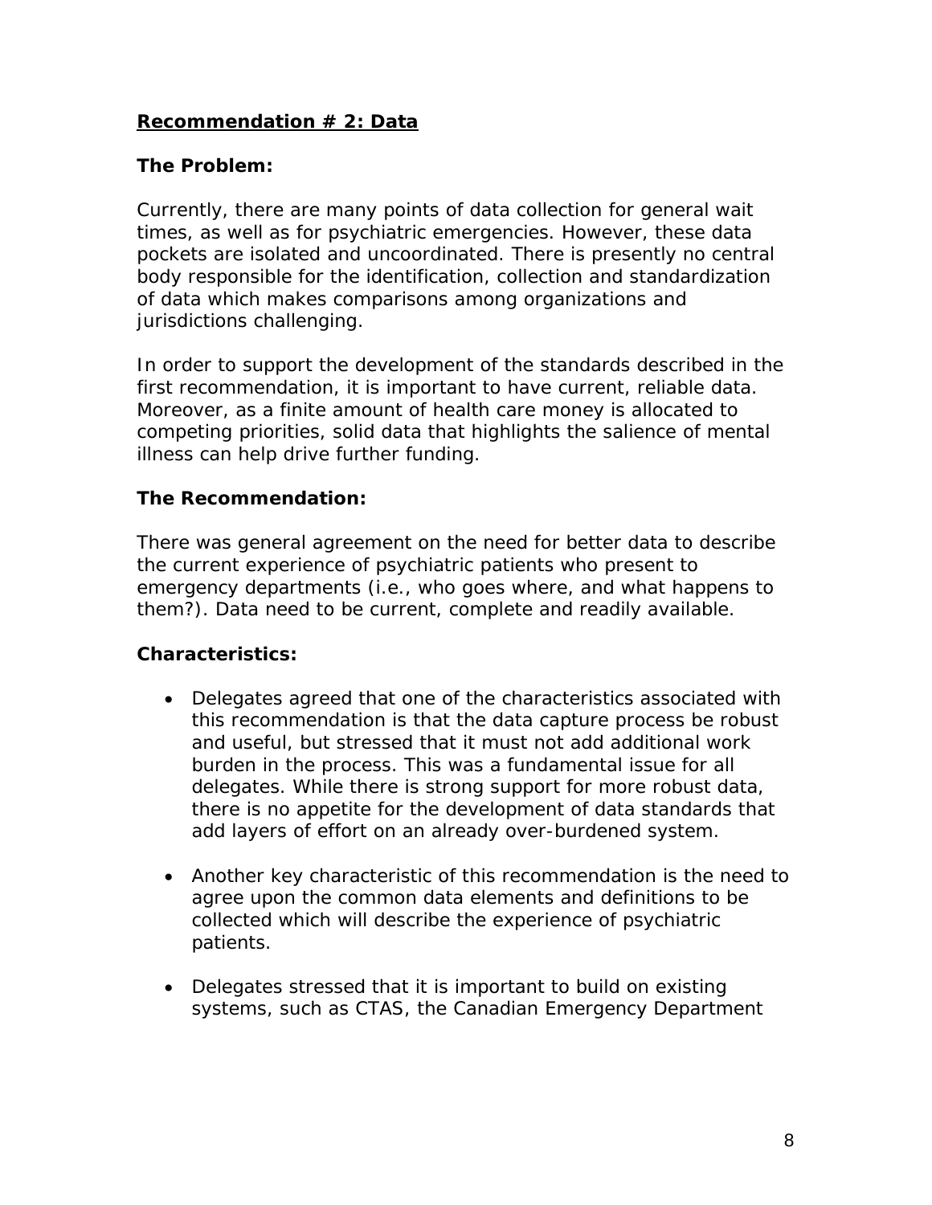## Recommendation # 2: Data

### The Problem:

Currently, there are many points of data collection for general wait times, as well as for psychiatric emergencies. However, these data pockets are isolated and uncoordinated. There is presently no central body responsible for the identification, collection and standardization of data which makes comparisons among organizations and jurisdictions challenging.

In order to support the development of the standards described in the first recommendation, it is important to have current, reliable data. Moreover, as a finite amount of health care money is allocated to competing priorities, solid data that highlights the salience of mental illness can help drive further funding.

### The Recommendation:

There was general agreement on the need for better data to describe the current experience of psychiatric patients who present to emergency departments (i.e., who goes where, and what happens to them?). Data need to be current, complete and readily available.

### Characteristics:

- Delegates agreed that one of the characteristics associated with this recommendation is that the data capture process be robust and useful, but stressed that it must not add additional work burden in the process. This was a fundamental issue for all delegates. While there is strong support for more robust data, there is no appetite for the development of data standards that add layers of effort on an already over-burdened system.

- Another key characteristic of this recommendation is the need to agree upon the common data elements and definitions to be collected which will describe the experience of psychiatric patients.

- Delegates stressed that it is important to build on existing systems, such as CTAS, the Canadian Emergency Department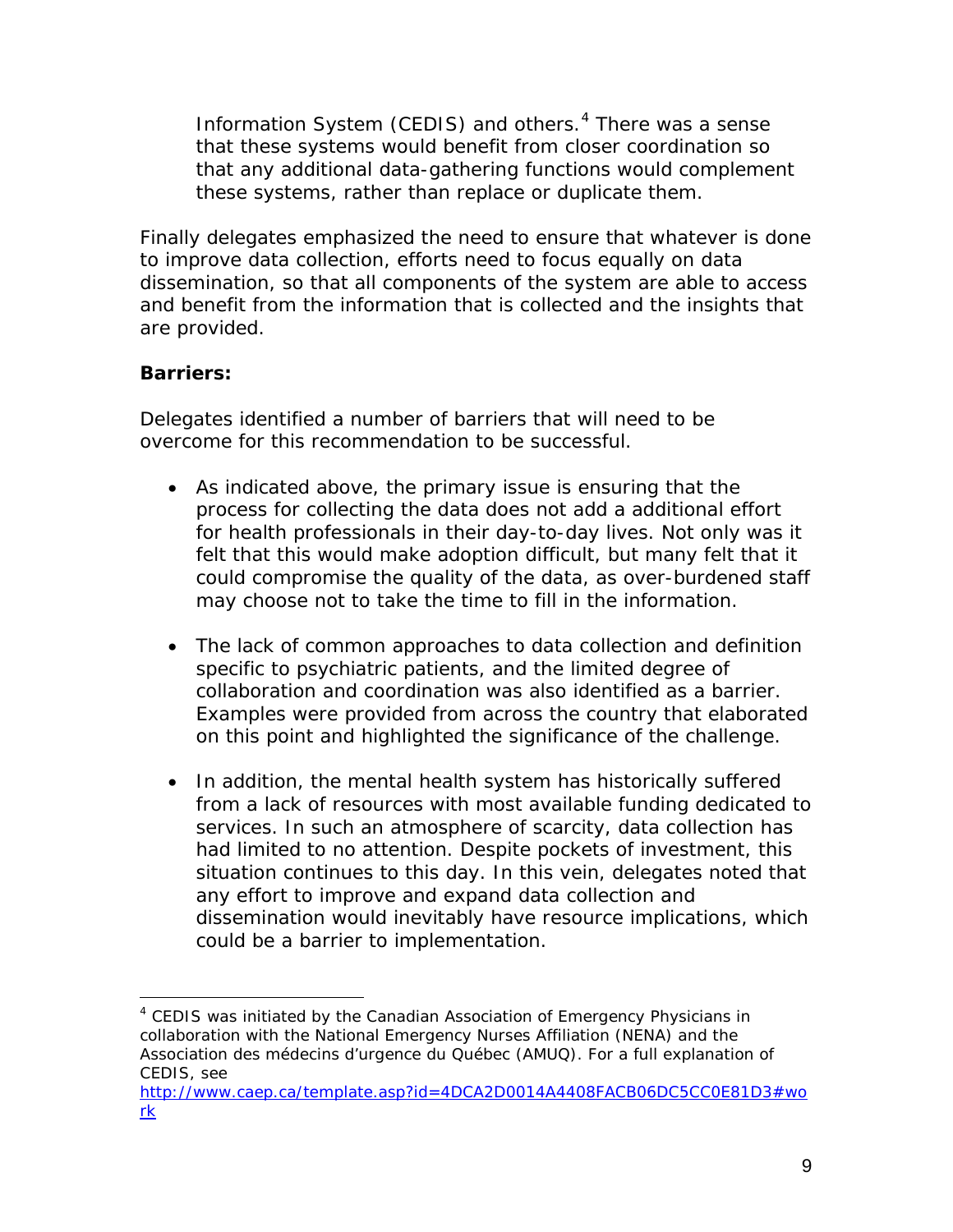Information System (CEDIS) and others.[4] There was a sense that these systems would benefit from closer coordination so that any additional data-gathering functions would complement these systems, rather than replace or duplicate them.

Finally delegates emphasized the need to ensure that whatever is done to improve data collection, efforts need to focus equally on data dissemination, so that all components of the system are able to access and benefit from the information that is collected and the insights that are provided.

**Barriers:**

Delegates identified a number of barriers that will need to be overcome for this recommendation to be successful.

- As indicated above, the primary issue is ensuring that the process for collecting the data does not add a additional effort for health professionals in their day-to-day lives. Not only was it felt that this would make adoption difficult, but many felt that it could compromise the quality of the data, as over-burdened staff may choose not to take the time to fill in the information.

- The lack of common approaches to data collection and definition specific to psychiatric patients, and the limited degree of collaboration and coordination was also identified as a barrier. Examples were provided from across the country that elaborated on this point and highlighted the significance of the challenge.

- In addition, the mental health system has historically suffered from a lack of resources with most available funding dedicated to services. In such an atmosphere of scarcity, data collection has had limited to no attention. Despite pockets of investment, this situation continues to this day. In this vein, delegates noted that any effort to improve and expand data collection and dissemination would inevitably have resource implications, which could be a barrier to implementation.

---

[4] CEDIS was initiated by the Canadian Association of Emergency Physicians in collaboration with the National Emergency Nurses Affiliation (NENA) and the Association des médecins d'urgence du Québec (AMUQ). For a full explanation of CEDIS, see http://www.caep.ca/template.asp?id=4DCA2D0014A4408FACB06DC5CC0E81D3#work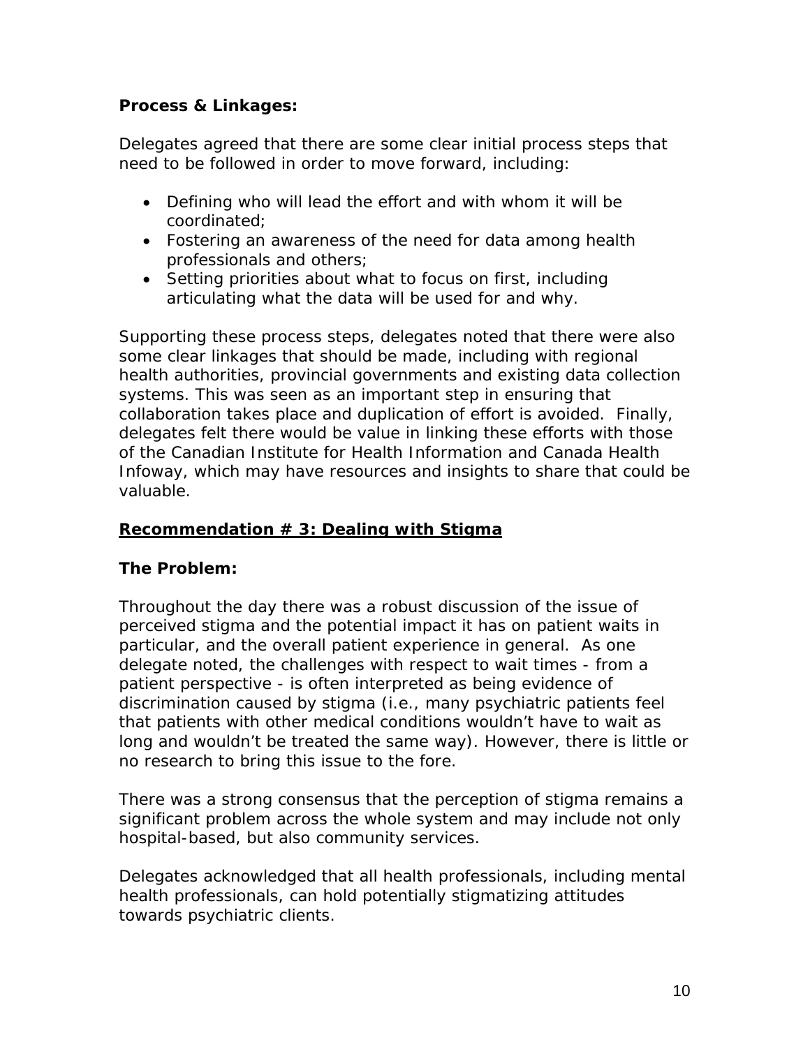**Process & Linkages:**

Delegates agreed that there are some clear initial process steps that need to be followed in order to move forward, including:

- Defining who will lead the effort and with whom it will be coordinated;
- Fostering an awareness of the need for data among health professionals and others;
- Setting priorities about what to focus on first, including articulating what the data will be used for and why.

Supporting these process steps, delegates noted that there were also some clear linkages that should be made, including with regional health authorities, provincial governments and existing data collection systems. This was seen as an important step in ensuring that collaboration takes place and duplication of effort is avoided. Finally, delegates felt there would be value in linking these efforts with those of the Canadian Institute for Health Information and Canada Health Infoway, which may have resources and insights to share that could be valuable.

## Recommendation # 3: Dealing with Stigma

**The Problem:**

Throughout the day there was a robust discussion of the issue of perceived stigma and the potential impact it has on patient waits in particular, and the overall patient experience in general. As one delegate noted, the challenges with respect to wait times - from a patient perspective - is often interpreted as being evidence of discrimination caused by stigma (i.e., many psychiatric patients feel that patients with other medical conditions wouldn't have to wait as long and wouldn't be treated the same way). However, there is little or no research to bring this issue to the fore.

There was a strong consensus that the perception of stigma remains a significant problem across the whole system and may include not only hospital-based, but also community services.

Delegates acknowledged that all health professionals, including mental health professionals, can hold potentially stigmatizing attitudes towards psychiatric clients.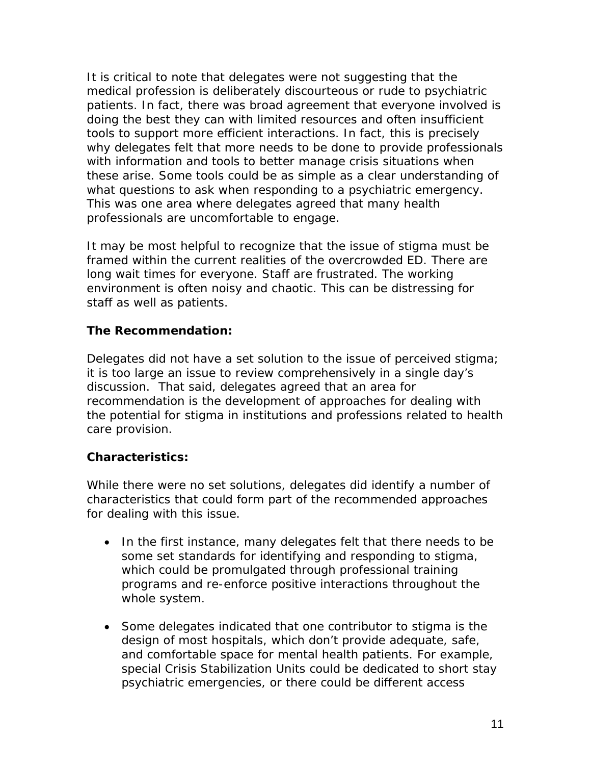It is critical to note that delegates were not suggesting that the medical profession is deliberately discourteous or rude to psychiatric patients. In fact, there was broad agreement that everyone involved is doing the best they can with limited resources and often insufficient tools to support more efficient interactions. In fact, this is precisely why delegates felt that more needs to be done to provide professionals with information and tools to better manage crisis situations when these arise. Some tools could be as simple as a clear understanding of what questions to ask when responding to a psychiatric emergency. This was one area where delegates agreed that many health professionals are uncomfortable to engage.

It may be most helpful to recognize that the issue of stigma must be framed within the current realities of the overcrowded ED. There are long wait times for everyone. Staff are frustrated. The working environment is often noisy and chaotic. This can be distressing for staff as well as patients.

**The Recommendation:**

Delegates did not have a set solution to the issue of perceived stigma; it is too large an issue to review comprehensively in a single day's discussion. That said, delegates agreed that an area for recommendation is the development of approaches for dealing with the potential for stigma in institutions and professions related to health care provision.

**Characteristics:**

While there were no set solutions, delegates did identify a number of characteristics that could form part of the recommended approaches for dealing with this issue.

- In the first instance, many delegates felt that there needs to be some set standards for identifying and responding to stigma, which could be promulgated through professional training programs and re-enforce positive interactions throughout the whole system.
- Some delegates indicated that one contributor to stigma is the design of most hospitals, which don't provide adequate, safe, and comfortable space for mental health patients. For example, special Crisis Stabilization Units could be dedicated to short stay psychiatric emergencies, or there could be different access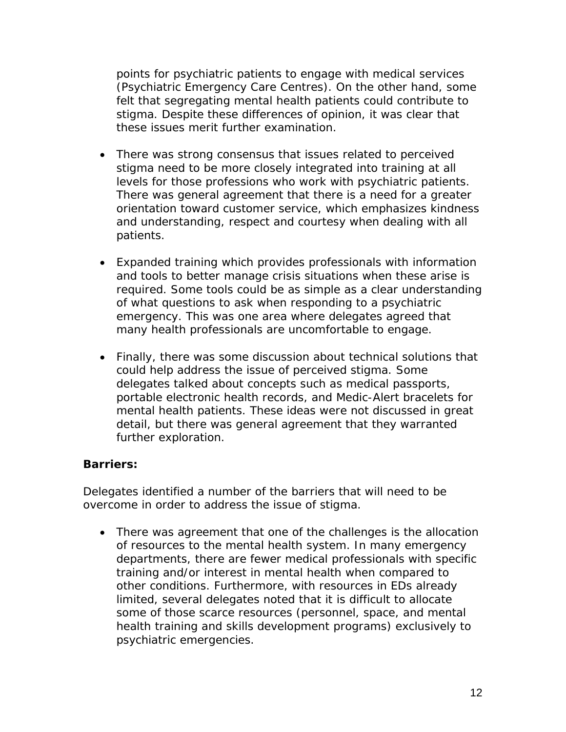points for psychiatric patients to engage with medical services (Psychiatric Emergency Care Centres). On the other hand, some felt that segregating mental health patients could contribute to stigma. Despite these differences of opinion, it was clear that these issues merit further examination.

- There was strong consensus that issues related to perceived stigma need to be more closely integrated into training at all levels for those professions who work with psychiatric patients. There was general agreement that there is a need for a greater orientation toward customer service, which emphasizes kindness and understanding, respect and courtesy when dealing with all patients.

- Expanded training which provides professionals with information and tools to better manage crisis situations when these arise is required. Some tools could be as simple as a clear understanding of what questions to ask when responding to a psychiatric emergency. This was one area where delegates agreed that many health professionals are uncomfortable to engage.

- Finally, there was some discussion about technical solutions that could help address the issue of perceived stigma. Some delegates talked about concepts such as medical passports, portable electronic health records, and Medic-Alert bracelets for mental health patients. These ideas were not discussed in great detail, but there was general agreement that they warranted further exploration.

**Barriers:**

Delegates identified a number of the barriers that will need to be overcome in order to address the issue of stigma.

- There was agreement that one of the challenges is the allocation of resources to the mental health system. In many emergency departments, there are fewer medical professionals with specific training and/or interest in mental health when compared to other conditions. Furthermore, with resources in EDs already limited, several delegates noted that it is difficult to allocate some of those scarce resources (personnel, space, and mental health training and skills development programs) exclusively to psychiatric emergencies.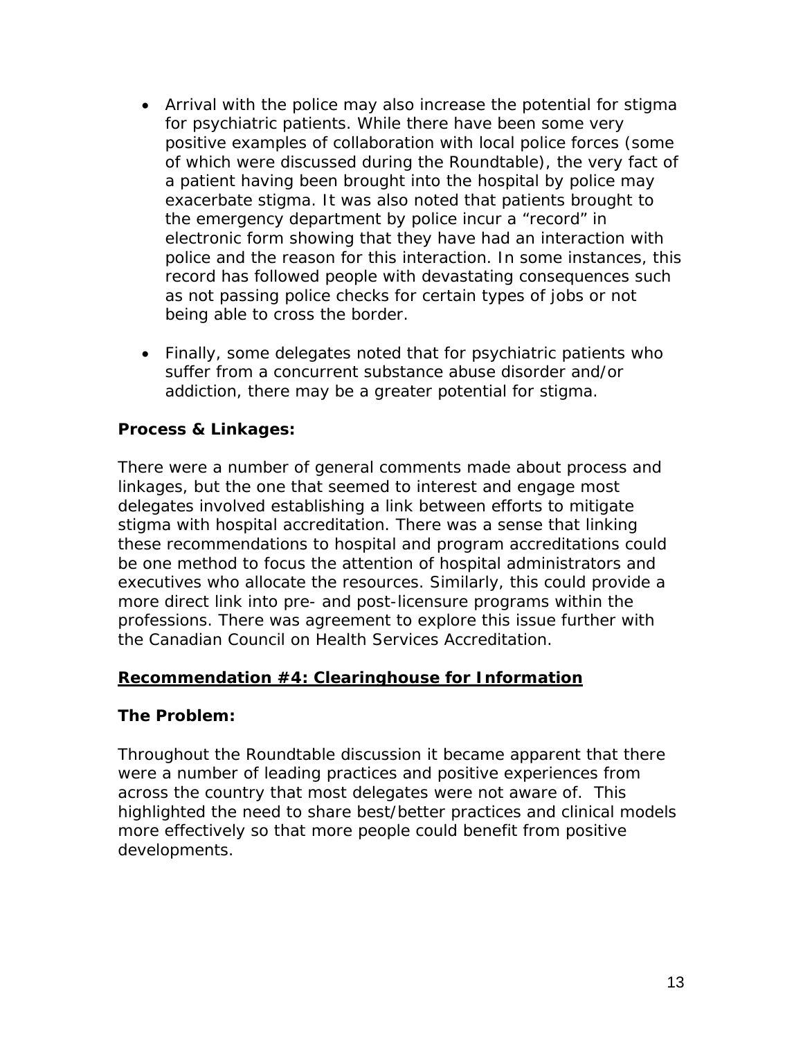- Arrival with the police may also increase the potential for stigma for psychiatric patients. While there have been some very positive examples of collaboration with local police forces (some of which were discussed during the Roundtable), the very fact of a patient having been brought into the hospital by police may exacerbate stigma. It was also noted that patients brought to the emergency department by police incur a "record" in electronic form showing that they have had an interaction with police and the reason for this interaction. In some instances, this record has followed people with devastating consequences such as not passing police checks for certain types of jobs or not being able to cross the border.

- Finally, some delegates noted that for psychiatric patients who suffer from a concurrent substance abuse disorder and/or addiction, there may be a greater potential for stigma.

**Process & Linkages:**

There were a number of general comments made about process and linkages, but the one that seemed to interest and engage most delegates involved establishing a link between efforts to mitigate stigma with hospital accreditation. There was a sense that linking these recommendations to hospital and program accreditations could be one method to focus the attention of hospital administrators and executives who allocate the resources. Similarly, this could provide a more direct link into pre- and post-licensure programs within the professions. There was agreement to explore this issue further with the Canadian Council on Health Services Accreditation.

## <u>Recommendation #4: Clearinghouse for Information</u>

**The Problem:**

Throughout the Roundtable discussion it became apparent that there were a number of leading practices and positive experiences from across the country that most delegates were not aware of. This highlighted the need to share best/better practices and clinical models more effectively so that more people could benefit from positive developments.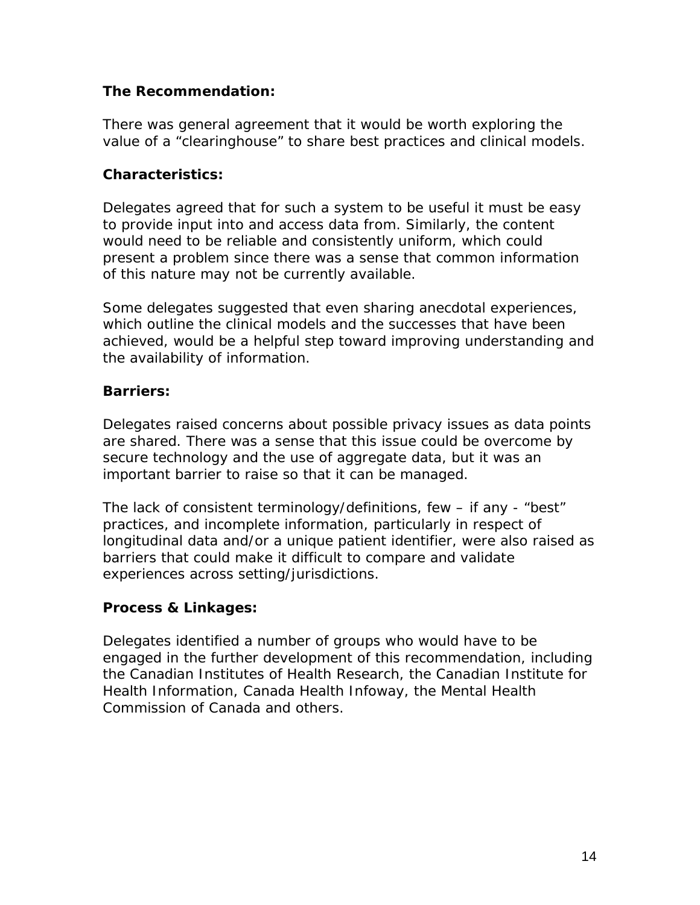**The Recommendation:**

There was general agreement that it would be worth exploring the value of a “clearinghouse” to share best practices and clinical models.

**Characteristics:**

Delegates agreed that for such a system to be useful it must be easy to provide input into and access data from. Similarly, the content would need to be reliable and consistently uniform, which could present a problem since there was a sense that common information of this nature may not be currently available.

Some delegates suggested that even sharing anecdotal experiences, which outline the clinical models and the successes that have been achieved, would be a helpful step toward improving understanding and the availability of information.

**Barriers:**

Delegates raised concerns about possible privacy issues as data points are shared. There was a sense that this issue could be overcome by secure technology and the use of aggregate data, but it was an important barrier to raise so that it can be managed.

The lack of consistent terminology/definitions, few – if any - “best” practices, and incomplete information, particularly in respect of longitudinal data and/or a unique patient identifier, were also raised as barriers that could make it difficult to compare and validate experiences across setting/jurisdictions.

**Process & Linkages:**

Delegates identified a number of groups who would have to be engaged in the further development of this recommendation, including the Canadian Institutes of Health Research, the Canadian Institute for Health Information, Canada Health Infoway, the Mental Health Commission of Canada and others.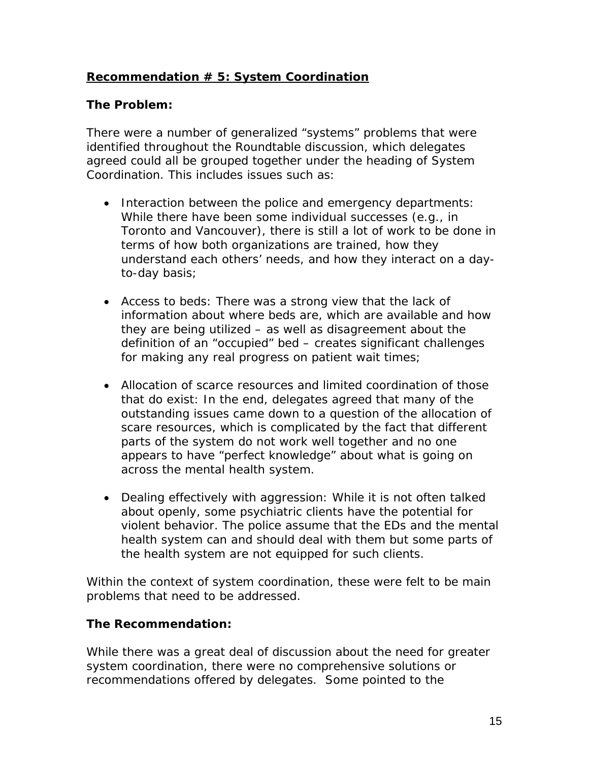## **Recommendation # 5: System Coordination**

### **The Problem:**

There were a number of generalized "systems" problems that were identified throughout the Roundtable discussion, which delegates agreed could all be grouped together under the heading of System Coordination. This includes issues such as:

- Interaction between the police and emergency departments: While there have been some individual successes (e.g., in Toronto and Vancouver), there is still a lot of work to be done in terms of how both organizations are trained, how they understand each others' needs, and how they interact on a day-to-day basis;

- Access to beds: There was a strong view that the lack of information about where beds are, which are available and how they are being utilized – as well as disagreement about the definition of an "occupied" bed – creates significant challenges for making any real progress on patient wait times;

- Allocation of scarce resources and limited coordination of those that do exist: In the end, delegates agreed that many of the outstanding issues came down to a question of the allocation of scare resources, which is complicated by the fact that different parts of the system do not work well together and no one appears to have "perfect knowledge" about what is going on across the mental health system.

- Dealing effectively with aggression: While it is not often talked about openly, some psychiatric clients have the potential for violent behavior. The police assume that the EDs and the mental health system can and should deal with them but some parts of the health system are not equipped for such clients.

Within the context of system coordination, these were felt to be main problems that need to be addressed.

### **The Recommendation:**

While there was a great deal of discussion about the need for greater system coordination, there were no comprehensive solutions or recommendations offered by delegates. Some pointed to the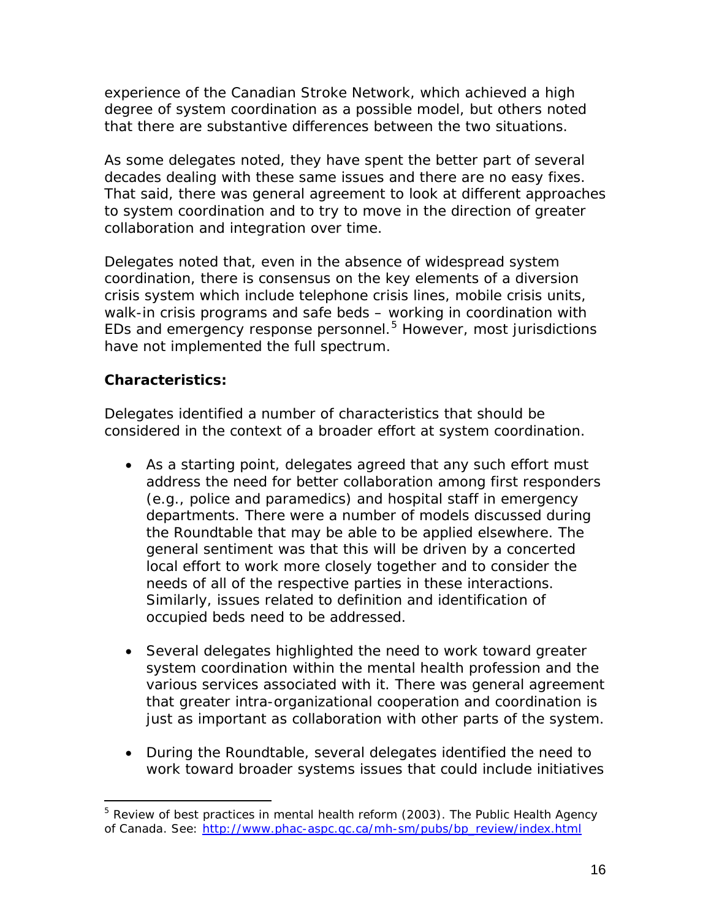experience of the Canadian Stroke Network, which achieved a high degree of system coordination as a possible model, but others noted that there are substantive differences between the two situations.

As some delegates noted, they have spent the better part of several decades dealing with these same issues and there are no easy fixes. That said, there was general agreement to look at different approaches to system coordination and to try to move in the direction of greater collaboration and integration over time.

Delegates noted that, even in the absence of widespread system coordination, there is consensus on the key elements of a diversion crisis system which include telephone crisis lines, mobile crisis units, walk-in crisis programs and safe beds – working in coordination with EDs and emergency response personnel.[5] However, most jurisdictions have not implemented the full spectrum.

**Characteristics:**

Delegates identified a number of characteristics that should be considered in the context of a broader effort at system coordination.

- As a starting point, delegates agreed that any such effort must address the need for better collaboration among first responders (e.g., police and paramedics) and hospital staff in emergency departments. There were a number of models discussed during the Roundtable that may be able to be applied elsewhere. The general sentiment was that this will be driven by a concerted local effort to work more closely together and to consider the needs of all of the respective parties in these interactions. Similarly, issues related to definition and identification of occupied beds need to be addressed.

- Several delegates highlighted the need to work toward greater system coordination within the mental health profession and the various services associated with it. There was general agreement that greater intra-organizational cooperation and coordination is just as important as collaboration with other parts of the system.

- During the Roundtable, several delegates identified the need to work toward broader systems issues that could include initiatives

[5] Review of best practices in mental health reform (2003). The Public Health Agency of Canada. See: http://www.phac-aspc.gc.ca/mh-sm/pubs/bp_review/index.html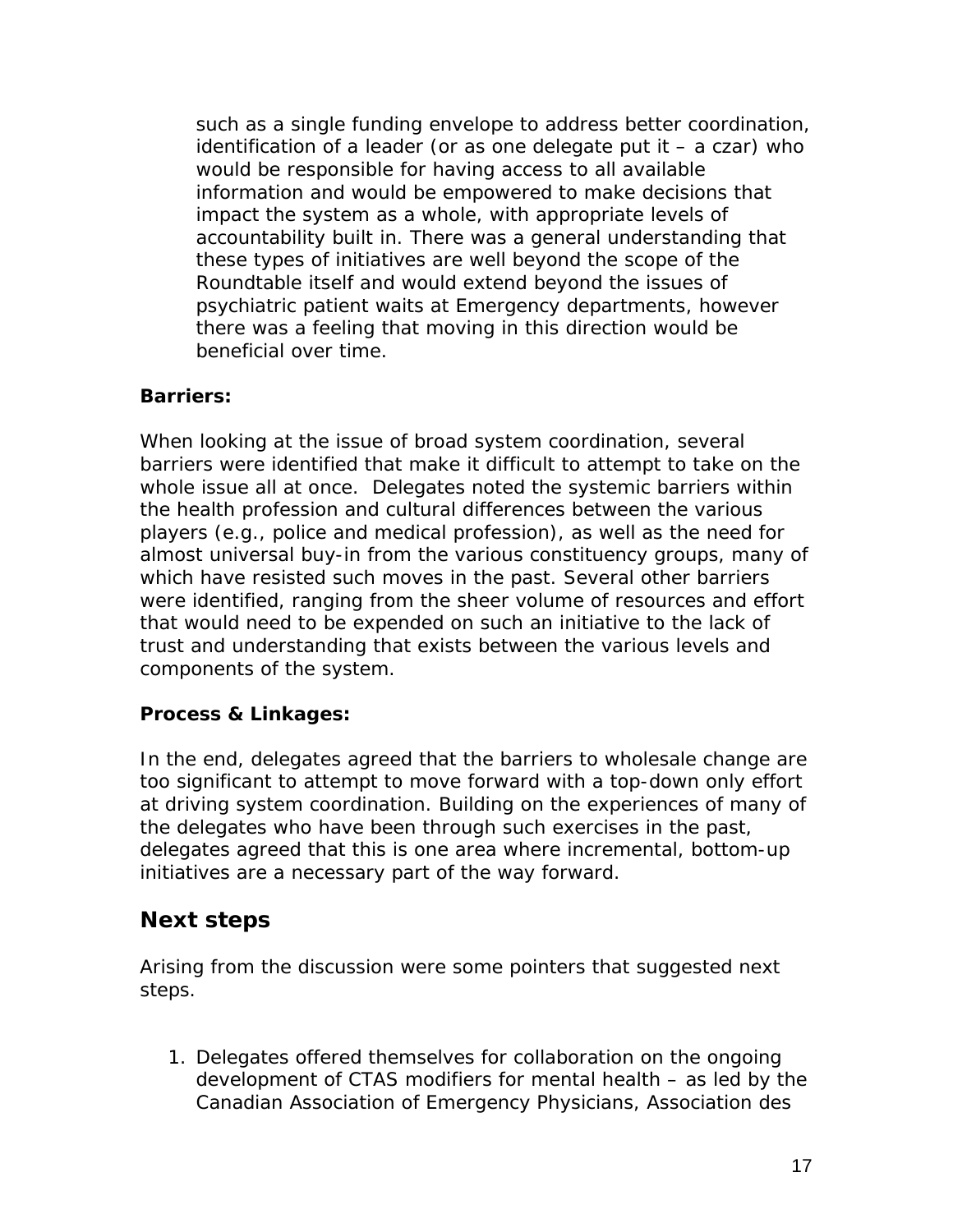such as a single funding envelope to address better coordination, identification of a leader (or as one delegate put it – a czar) who would be responsible for having access to all available information and would be empowered to make decisions that impact the system as a whole, with appropriate levels of accountability built in. There was a general understanding that these types of initiatives are well beyond the scope of the Roundtable itself and would extend beyond the issues of psychiatric patient waits at Emergency departments, however there was a feeling that moving in this direction would be beneficial over time.

**Barriers:**

When looking at the issue of broad system coordination, several barriers were identified that make it difficult to attempt to take on the whole issue all at once. Delegates noted the systemic barriers within the health profession and cultural differences between the various players (e.g., police and medical profession), as well as the need for almost universal buy-in from the various constituency groups, many of which have resisted such moves in the past. Several other barriers were identified, ranging from the sheer volume of resources and effort that would need to be expended on such an initiative to the lack of trust and understanding that exists between the various levels and components of the system.

**Process & Linkages:**

In the end, delegates agreed that the barriers to wholesale change are too significant to attempt to move forward with a top-down only effort at driving system coordination. Building on the experiences of many of the delegates who have been through such exercises in the past, delegates agreed that this is one area where incremental, bottom-up initiatives are a necessary part of the way forward.

## Next steps

Arising from the discussion were some pointers that suggested next steps.

1. Delegates offered themselves for collaboration on the ongoing development of CTAS modifiers for mental health – as led by the Canadian Association of Emergency Physicians, Association des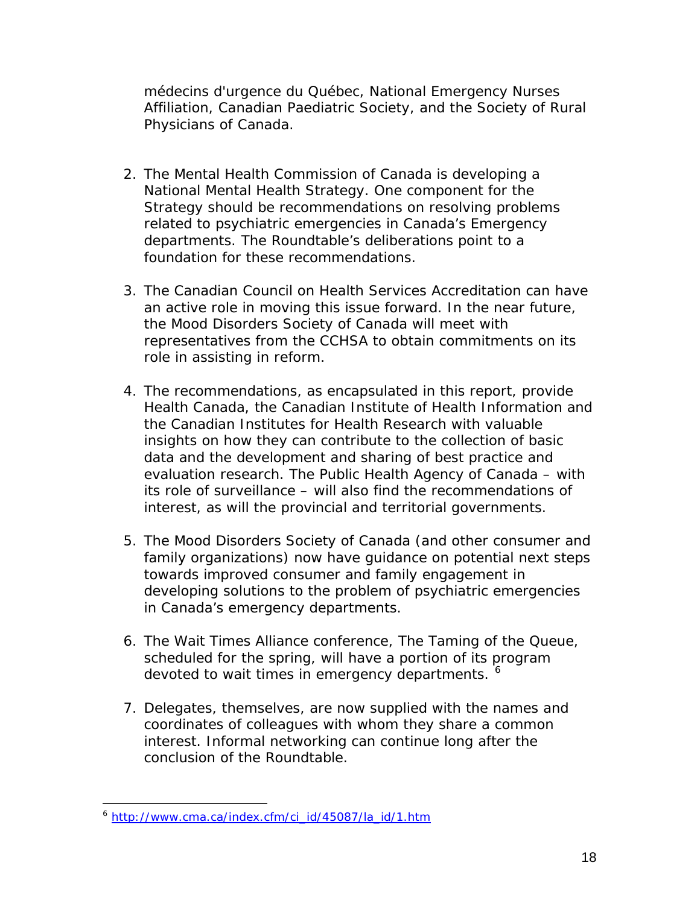médecins d'urgence du Québec, National Emergency Nurses Affiliation, Canadian Paediatric Society, and the Society of Rural Physicians of Canada.

2. The Mental Health Commission of Canada is developing a National Mental Health Strategy. One component for the Strategy should be recommendations on resolving problems related to psychiatric emergencies in Canada's Emergency departments. The Roundtable's deliberations point to a foundation for these recommendations.

3. The Canadian Council on Health Services Accreditation can have an active role in moving this issue forward. In the near future, the Mood Disorders Society of Canada will meet with representatives from the CCHSA to obtain commitments on its role in assisting in reform.

4. The recommendations, as encapsulated in this report, provide Health Canada, the Canadian Institute of Health Information and the Canadian Institutes for Health Research with valuable insights on how they can contribute to the collection of basic data and the development and sharing of best practice and evaluation research. The Public Health Agency of Canada – with its role of surveillance – will also find the recommendations of interest, as will the provincial and territorial governments.

5. The Mood Disorders Society of Canada (and other consumer and family organizations) now have guidance on potential next steps towards improved consumer and family engagement in developing solutions to the problem of psychiatric emergencies in Canada's emergency departments.

6. The Wait Times Alliance conference, The Taming of the Queue, scheduled for the spring, will have a portion of its program devoted to wait times in emergency departments. [6]

7. Delegates, themselves, are now supplied with the names and coordinates of colleagues with whom they share a common interest. Informal networking can continue long after the conclusion of the Roundtable.

---

[6] http://www.cma.ca/index.cfm/ci_id/45087/la_id/1.htm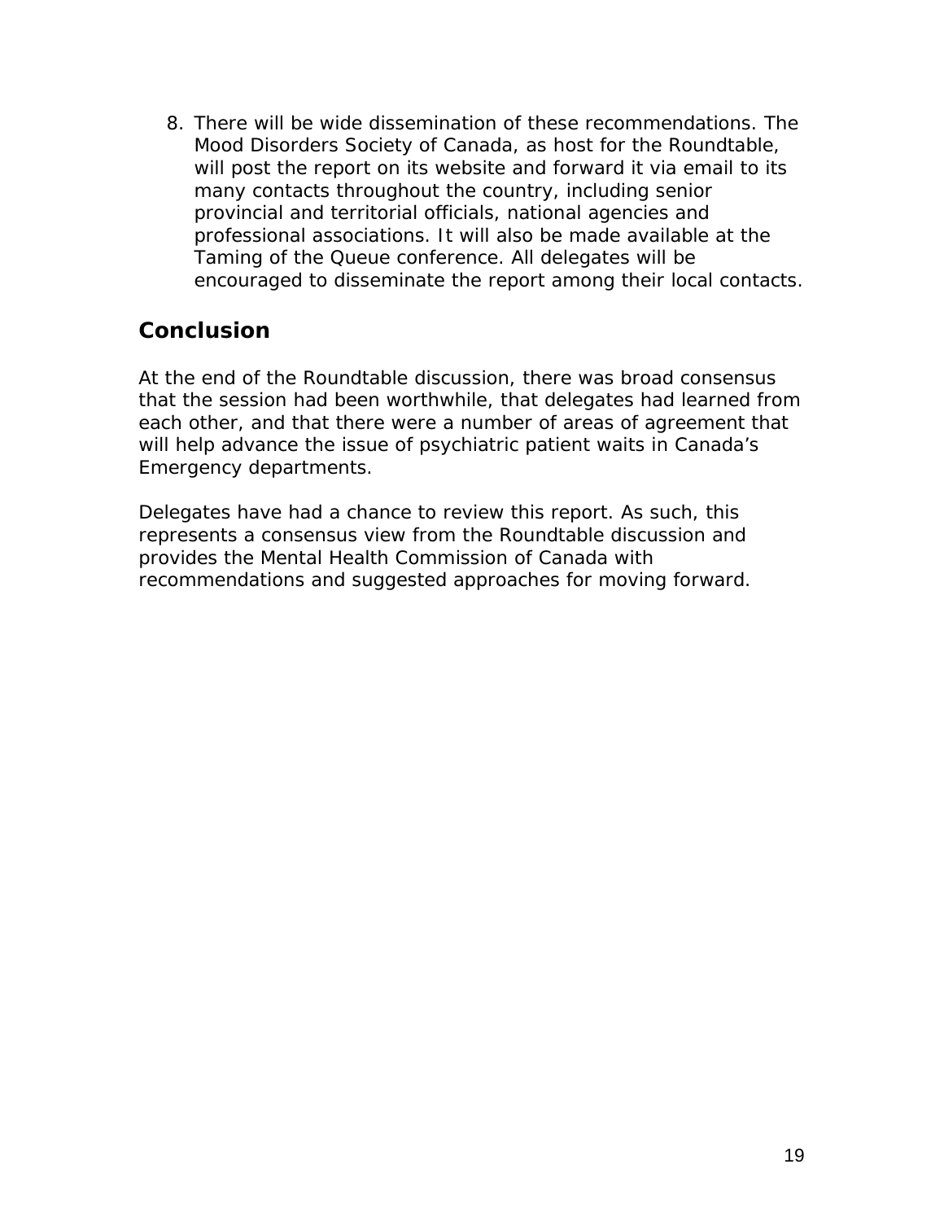8. There will be wide dissemination of these recommendations. The Mood Disorders Society of Canada, as host for the Roundtable, will post the report on its website and forward it via email to its many contacts throughout the country, including senior provincial and territorial officials, national agencies and professional associations. It will also be made available at the Taming of the Queue conference. All delegates will be encouraged to disseminate the report among their local contacts.

## Conclusion

At the end of the Roundtable discussion, there was broad consensus that the session had been worthwhile, that delegates had learned from each other, and that there were a number of areas of agreement that will help advance the issue of psychiatric patient waits in Canada's Emergency departments.

Delegates have had a chance to review this report. As such, this represents a consensus view from the Roundtable discussion and provides the Mental Health Commission of Canada with recommendations and suggested approaches for moving forward.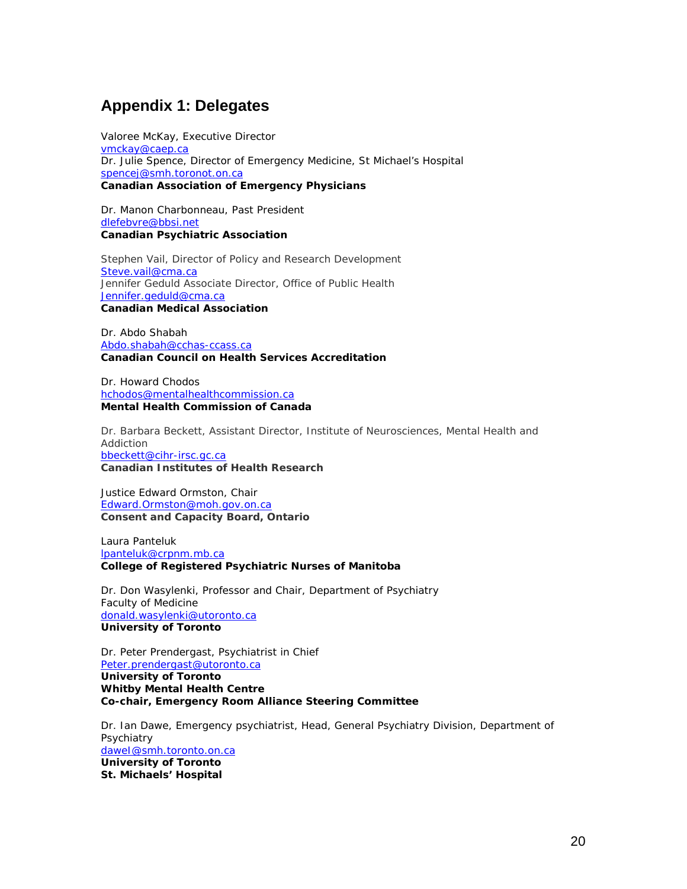## Appendix 1: Delegates

Valoree McKay, Executive Director
vmckay@caep.ca
Dr. Julie Spence, Director of Emergency Medicine, St Michael's Hospital
spencej@smh.toronot.on.ca
**Canadian Association of Emergency Physicians**

Dr. Manon Charbonneau, Past President
dlefebvre@bbsi.net
**Canadian Psychiatric Association**

Stephen Vail, Director of Policy and Research Development
Steve.vail@cma.ca
Jennifer Geduld Associate Director, Office of Public Health
Jennifer.geduld@cma.ca
**Canadian Medical Association**

Dr. Abdo Shabah
Abdo.shabah@cchas-ccass.ca
**Canadian Council on Health Services Accreditation**

Dr. Howard Chodos
hchodos@mentalhealthcommission.ca
**Mental Health Commission of Canada**

Dr. Barbara Beckett, Assistant Director, Institute of Neurosciences, Mental Health and Addiction
bbeckett@cihr-irsc.gc.ca
**Canadian Institutes of Health Research**

Justice Edward Ormston, Chair
Edward.Ormston@moh.gov.on.ca
**Consent and Capacity Board, Ontario**

Laura Panteluk
lpanteluk@crpnm.mb.ca
**College of Registered Psychiatric Nurses of Manitoba**

Dr. Don Wasylenki, Professor and Chair, Department of Psychiatry
Faculty of Medicine
donald.wasylenki@utoronto.ca
**University of Toronto**

Dr. Peter Prendergast, Psychiatrist in Chief
Peter.prendergast@utoronto.ca
**University of Toronto**
**Whitby Mental Health Centre**
**Co-chair, Emergency Room Alliance Steering Committee**

Dr. Ian Dawe, Emergency psychiatrist, Head, General Psychiatry Division, Department of Psychiatry
dawel@smh.toronto.on.ca
**University of Toronto**
**St. Michaels' Hospital**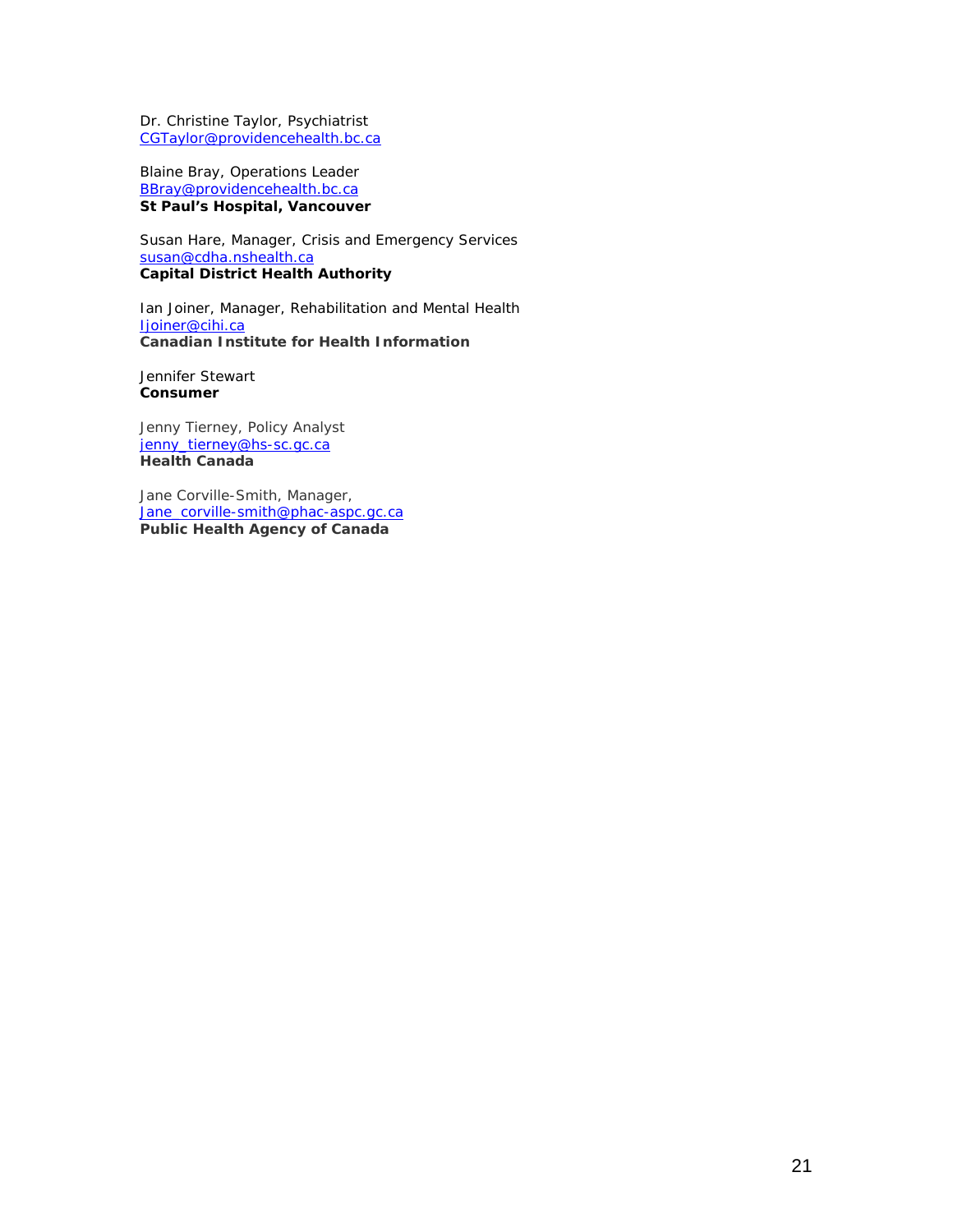Dr. Christine Taylor, Psychiatrist
CGTaylor@providencehealth.bc.ca

Blaine Bray, Operations Leader
BBray@providencehealth.bc.ca
**St Paul's Hospital, Vancouver**

Susan Hare, Manager, Crisis and Emergency Services
susan@cdha.nshealth.ca
**Capital District Health Authority**

Ian Joiner, Manager, Rehabilitation and Mental Health
Ijoiner@cihi.ca
**Canadian Institute for Health Information**

Jennifer Stewart
**Consumer**

Jenny Tierney, Policy Analyst
jenny_tierney@hs-sc.gc.ca
**Health Canada**

Jane Corville-Smith, Manager,
Jane_corville-smith@phac-aspc.gc.ca
**Public Health Agency of Canada**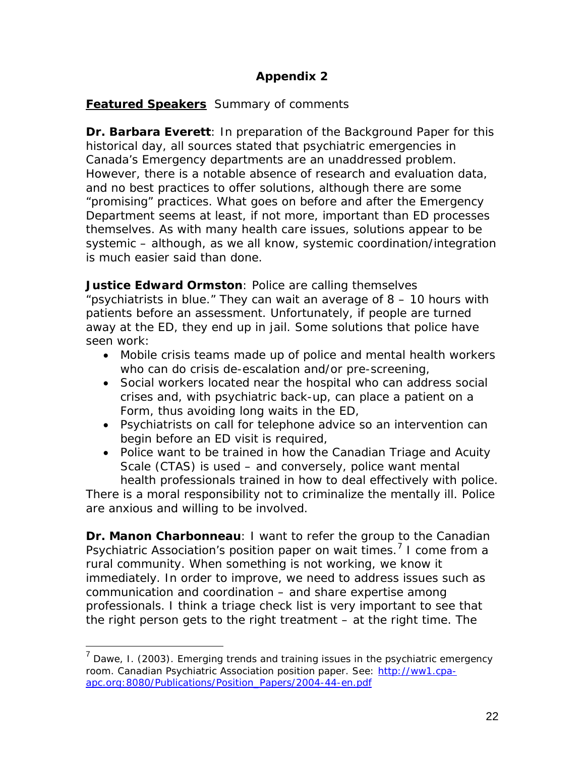# Appendix 2

**<u>Featured Speakers</u>** Summary of comments

**Dr. Barbara Everett**: In preparation of the Background Paper for this historical day, all sources stated that psychiatric emergencies in Canada's Emergency departments are an unaddressed problem. However, there is a notable absence of research and evaluation data, and no best practices to offer solutions, although there are some "promising" practices. What goes on before and after the Emergency Department seems at least, if not more, important than ED processes themselves. As with many health care issues, solutions appear to be systemic – although, as we all know, systemic coordination/integration is much easier said than done.

**Justice Edward Ormston**: Police are calling themselves "psychiatrists in blue." They can wait an average of 8 – 10 hours with patients before an assessment. Unfortunately, if people are turned away at the ED, they end up in jail. Some solutions that police have seen work:

- Mobile crisis teams made up of police and mental health workers who can do crisis de-escalation and/or pre-screening,
- Social workers located near the hospital who can address social crises and, with psychiatric back-up, can place a patient on a Form, thus avoiding long waits in the ED,
- Psychiatrists on call for telephone advice so an intervention can begin before an ED visit is required,
- Police want to be trained in how the Canadian Triage and Acuity Scale (CTAS) is used – and conversely, police want mental health professionals trained in how to deal effectively with police.

There is a moral responsibility not to criminalize the mentally ill. Police are anxious and willing to be involved.

**Dr. Manon Charbonneau**: I want to refer the group to the Canadian Psychiatric Association's position paper on wait times.[7] I come from a rural community. When something is not working, we know it immediately. In order to improve, we need to address issues such as communication and coordination – and share expertise among professionals. I think a triage check list is very important to see that the right person gets to the right treatment – at the right time. The

---

[7] Dawe, I. (2003). Emerging trends and training issues in the psychiatric emergency room. Canadian Psychiatric Association position paper. See: http://ww1.cpa-apc.org:8080/Publications/Position_Papers/2004-44-en.pdf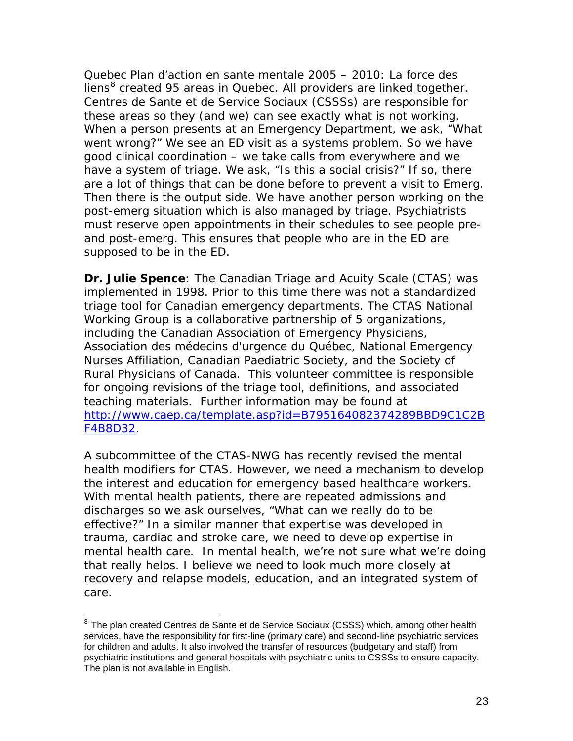Quebec Plan d'action en sante mentale 2005 – 2010: La force des liens[8] created 95 areas in Quebec. All providers are linked together. Centres de Sante et de Service Sociaux (CSSSs) are responsible for these areas so they (and we) can see exactly what is not working. When a person presents at an Emergency Department, we ask, "What went wrong?" We see an ED visit as a systems problem. So we have good clinical coordination – we take calls from everywhere and we have a system of triage. We ask, "Is this a social crisis?" If so, there are a lot of things that can be done before to prevent a visit to Emerg. Then there is the output side. We have another person working on the post-emerg situation which is also managed by triage. Psychiatrists must reserve open appointments in their schedules to see people pre- and post-emerg. This ensures that people who are in the ED are supposed to be in the ED.

**Dr. Julie Spence**: The Canadian Triage and Acuity Scale (CTAS) was implemented in 1998. Prior to this time there was not a standardized triage tool for Canadian emergency departments. The CTAS National Working Group is a collaborative partnership of 5 organizations, including the Canadian Association of Emergency Physicians, Association des médecins d'urgence du Québec, National Emergency Nurses Affiliation, Canadian Paediatric Society, and the Society of Rural Physicians of Canada. This volunteer committee is responsible for ongoing revisions of the triage tool, definitions, and associated teaching materials. Further information may be found at http://www.caep.ca/template.asp?id=B795164082374289BBD9C1C2BF4B8D32.

A subcommittee of the CTAS-NWG has recently revised the mental health modifiers for CTAS. However, we need a mechanism to develop the interest and education for emergency based healthcare workers. With mental health patients, there are repeated admissions and discharges so we ask ourselves, "What can we really do to be effective?" In a similar manner that expertise was developed in trauma, cardiac and stroke care, we need to develop expertise in mental health care. In mental health, we're not sure what we're doing that really helps. I believe we need to look much more closely at recovery and relapse models, education, and an integrated system of care.

[8] The plan created Centres de Sante et de Service Sociaux (CSSS) which, among other health services, have the responsibility for first-line (primary care) and second-line psychiatric services for children and adults. It also involved the transfer of resources (budgetary and staff) from psychiatric institutions and general hospitals with psychiatric units to CSSSs to ensure capacity. The plan is not available in English.